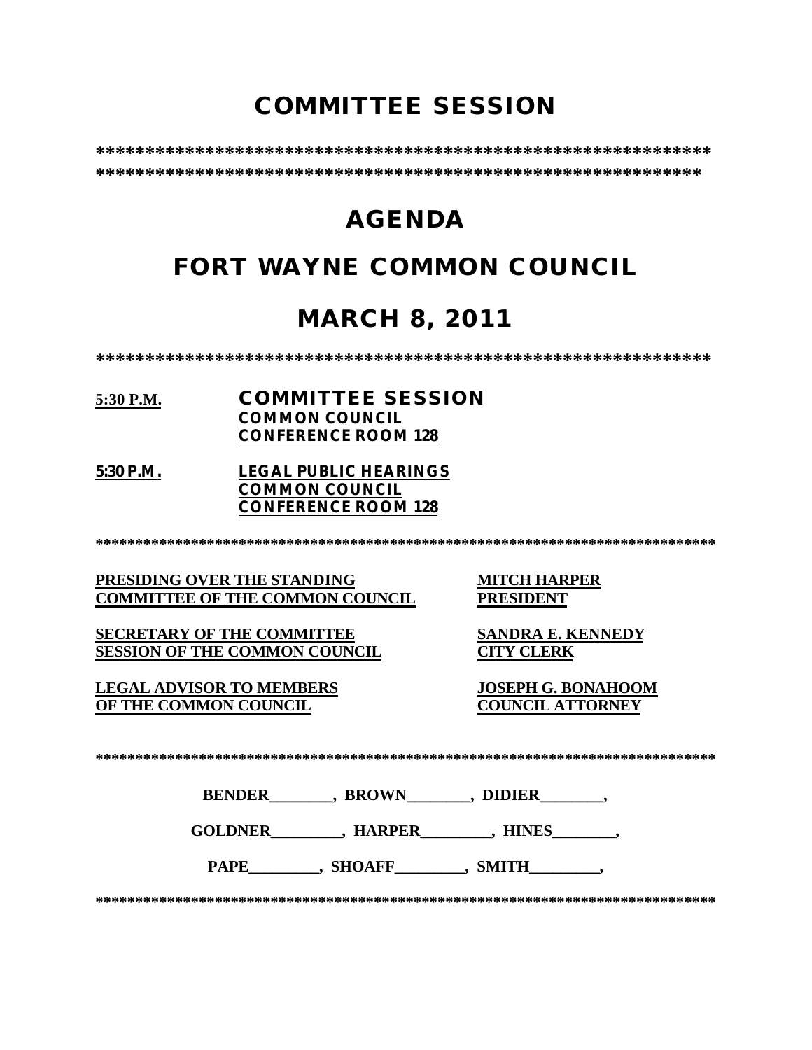# COMMITTEE SESSION

**************************************************************
*************************************************************

# AGENDA

# FORT WAYNE COMMON COUNCIL

# MARCH 8, 2011

**************************************************************

**5:30 P.M.** **COMMITTEE SESSION**
**COMMON COUNCIL**
**CONFERENCE ROOM 128**

**5:30 P.M.** **LEGAL PUBLIC HEARINGS**
**COMMON COUNCIL**
**CONFERENCE ROOM 128**

******************************************************************************

| | |
|---|---|
| **PRESIDING OVER THE STANDING COMMITTEE OF THE COMMON COUNCIL** | **MITCH HARPER PRESIDENT** |
| **SECRETARY OF THE COMMITTEE SESSION OF THE COMMON COUNCIL** | **SANDRA E. KENNEDY CITY CLERK** |
| **LEGAL ADVISOR TO MEMBERS OF THE COMMON COUNCIL** | **JOSEPH G. BONAHOOM COUNCIL ATTORNEY** |

******************************************************************************

**BENDER________, BROWN________, DIDIER________,**

**GOLDNER_________, HARPER_________, HINES________,**

**PAPE_________, SHOAFF_________, SMITH_________,**

******************************************************************************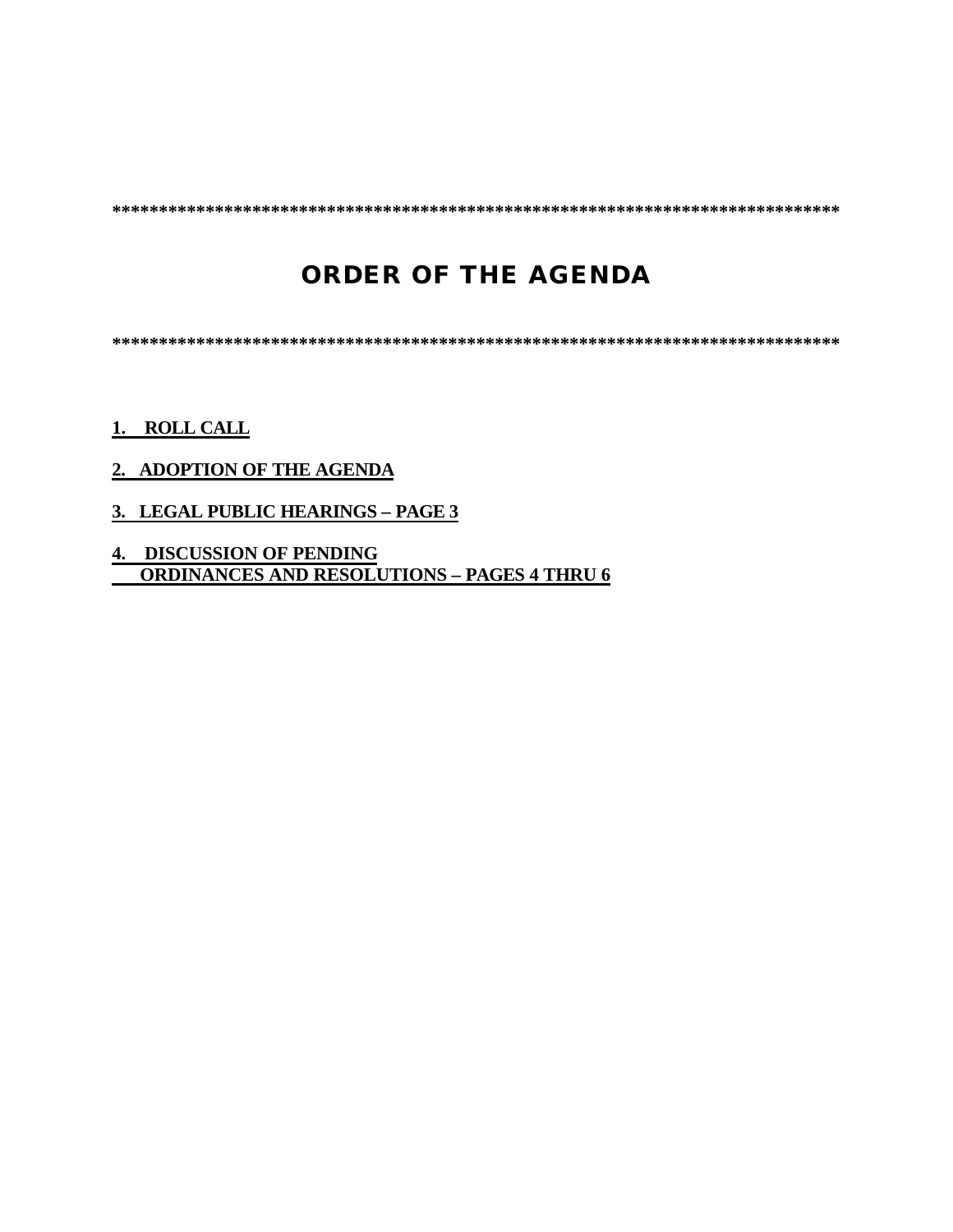*********************************************************************************

# ORDER OF THE AGENDA

*********************************************************************************

**1. ROLL CALL**

**2. ADOPTION OF THE AGENDA**

**3. LEGAL PUBLIC HEARINGS – PAGE 3**

**4. DISCUSSION OF PENDING ORDINANCES AND RESOLUTIONS – PAGES 4 THRU 6**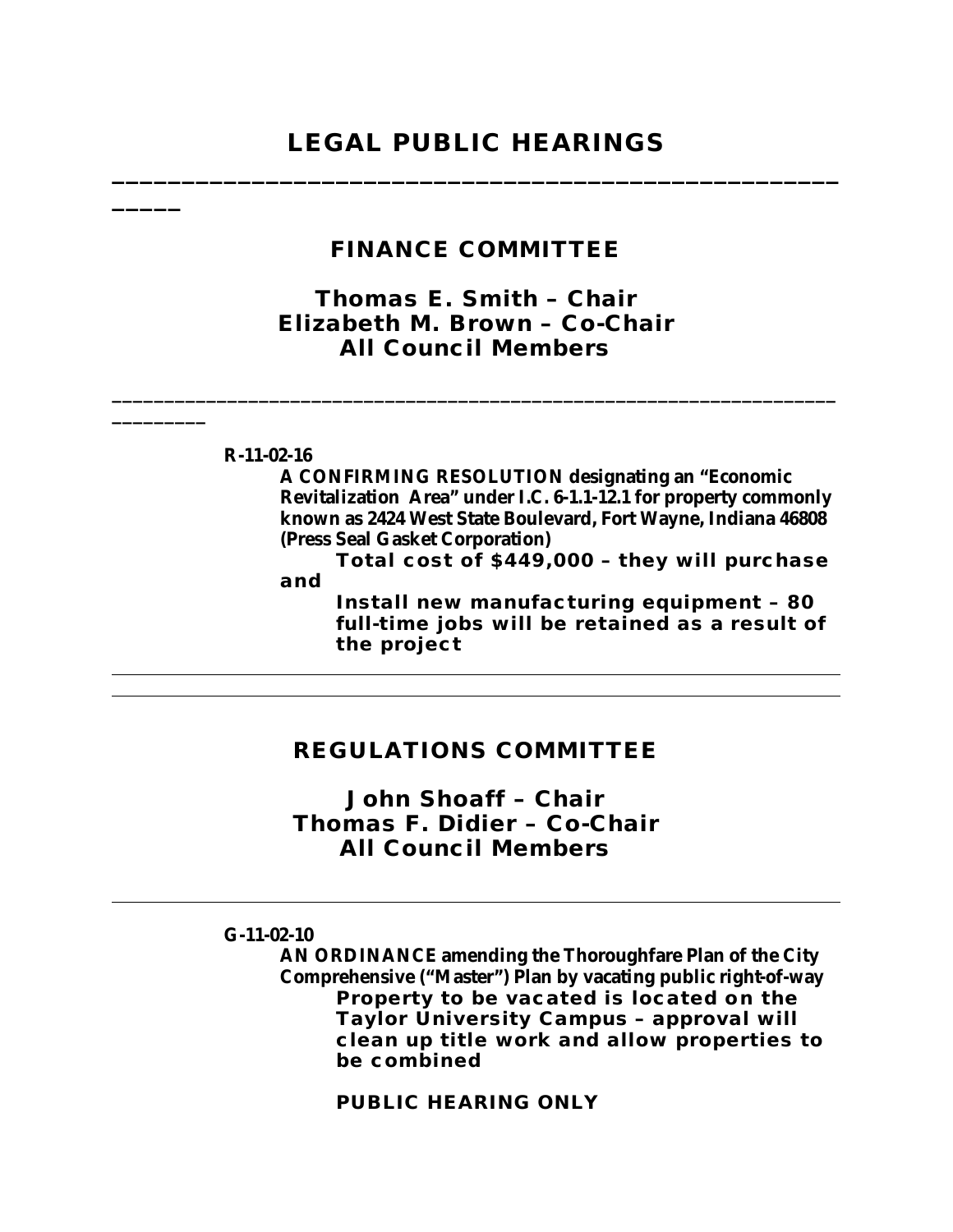# LEGAL PUBLIC HEARINGS

---

## FINANCE COMMITTEE

### Thomas E. Smith – Chair
### Elizabeth M. Brown – Co-Chair
### All Council Members

---

**R-11-02-16**

**A CONFIRMING RESOLUTION designating an "Economic Revitalization Area" under I.C. 6-1.1-12.1 for property commonly known as 2424 West State Boulevard, Fort Wayne, Indiana 46808 (Press Seal Gasket Corporation)**

**Total cost of $449,000 – they will purchase and Install new manufacturing equipment – 80 full-time jobs will be retained as a result of the project**

---

---

## REGULATIONS COMMITTEE

### John Shoaff – Chair
### Thomas F. Didier – Co-Chair
### All Council Members

---

**G-11-02-10**

**AN ORDINANCE amending the Thoroughfare Plan of the City Comprehensive ("Master") Plan by vacating public right-of-way**

**Property to be vacated is located on the Taylor University Campus – approval will clean up title work and allow properties to be combined**

**PUBLIC HEARING ONLY**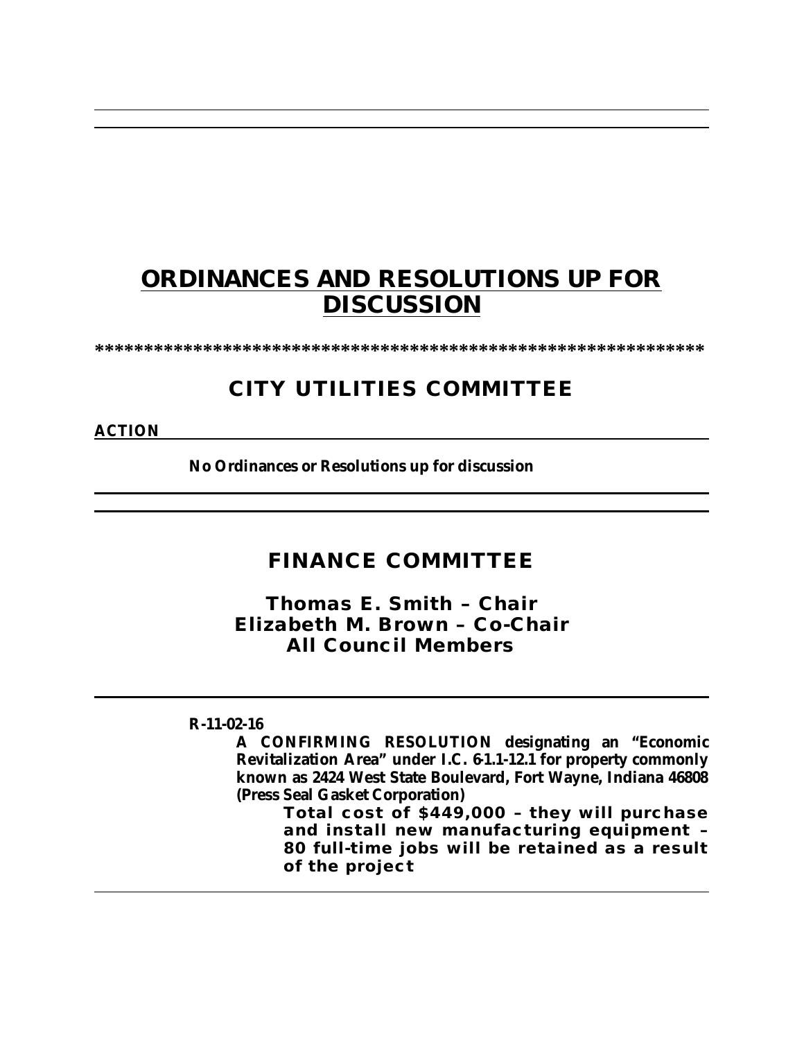# ORDINANCES AND RESOLUTIONS UP FOR DISCUSSION

*************************************************************

## CITY UTILITIES COMMITTEE

**ACTION**

**No Ordinances or Resolutions up for discussion**

---

## FINANCE COMMITTEE

### Thomas E. Smith – Chair
### Elizabeth M. Brown – Co-Chair
### All Council Members

---

**R-11-02-16**

**A CONFIRMING RESOLUTION designating an "Economic Revitalization Area" under I.C. 6-1.1-12.1 for property commonly known as 2424 West State Boulevard, Fort Wayne, Indiana 46808 (Press Seal Gasket Corporation)**

**Total cost of $449,000 – they will purchase and install new manufacturing equipment – 80 full-time jobs will be retained as a result of the project**

---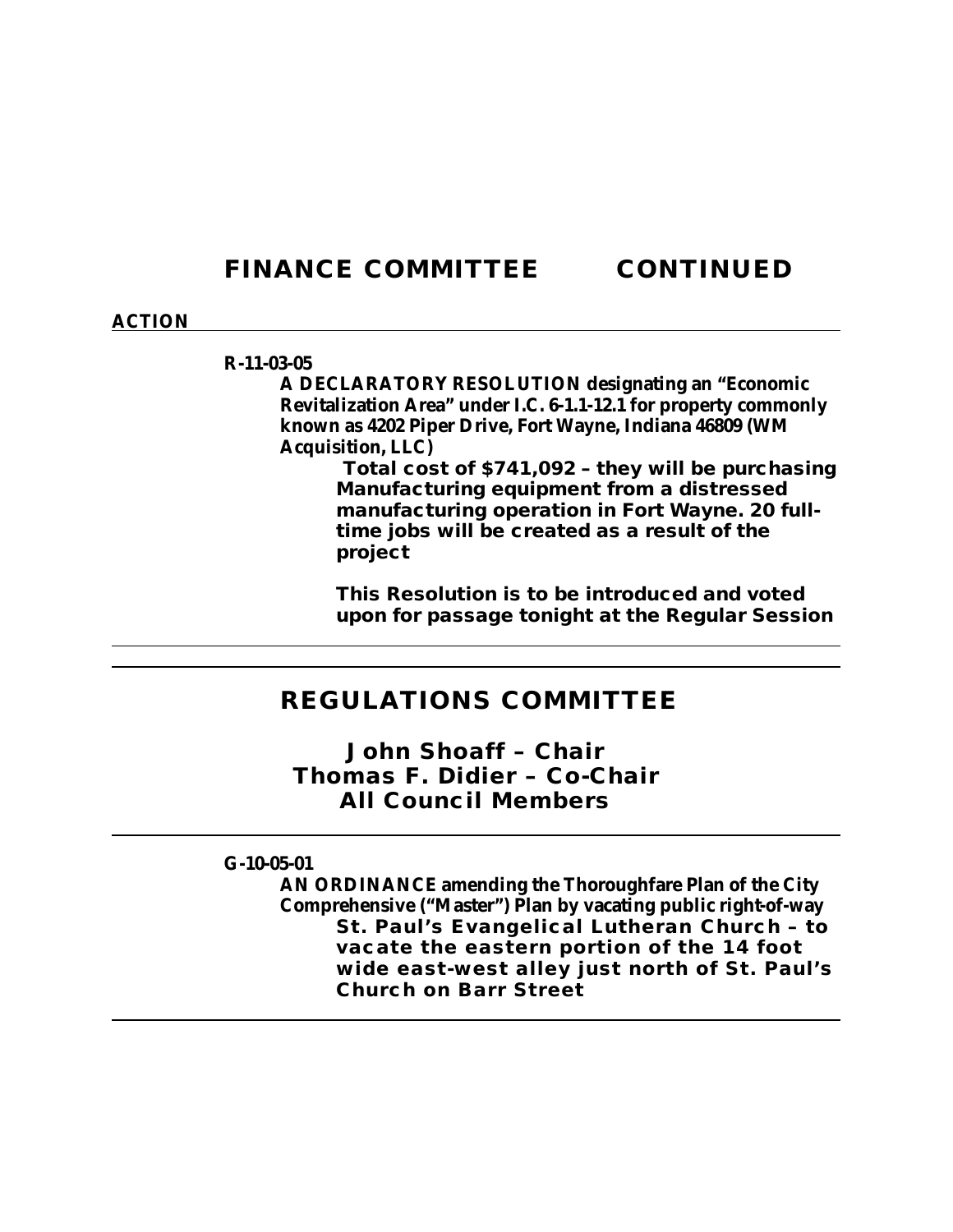## FINANCE COMMITTEE CONTINUED

**ACTION**

---

**R-11-03-05**

**A DECLARATORY RESOLUTION designating an "Economic Revitalization Area" under I.C. 6-1.1-12.1 for property commonly known as 4202 Piper Drive, Fort Wayne, Indiana 46809 (WM Acquisition, LLC)**

**Total cost of $741,092 – they will be purchasing Manufacturing equipment from a distressed manufacturing operation in Fort Wayne. 20 full-time jobs will be created as a result of the project**

**This Resolution is to be introduced and voted upon for passage tonight at the Regular Session**

---

## REGULATIONS COMMITTEE

**John Shoaff – Chair**
**Thomas F. Didier – Co-Chair**
**All Council Members**

---

**G-10-05-01**

**AN ORDINANCE amending the Thoroughfare Plan of the City Comprehensive ("Master") Plan by vacating public right-of-way**

**St. Paul's Evangelical Lutheran Church – to vacate the eastern portion of the 14 foot wide east-west alley just north of St. Paul's Church on Barr Street**

---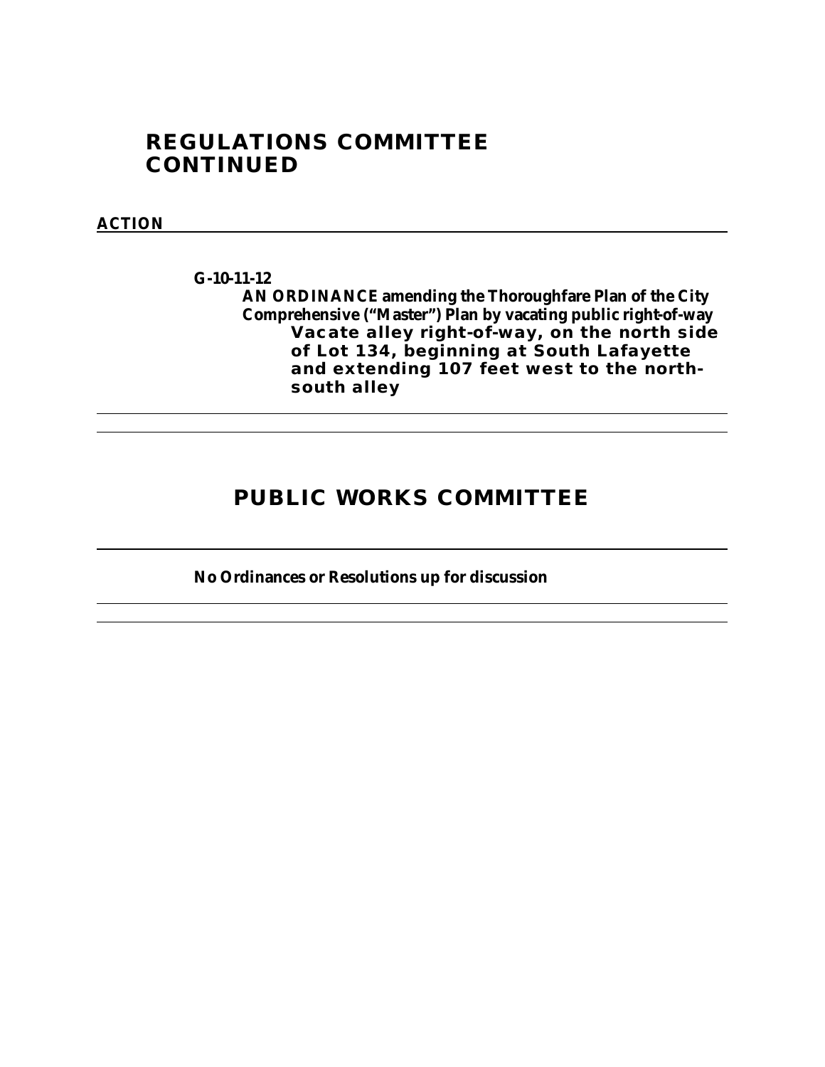## REGULATIONS COMMITTEE CONTINUED

**ACTION**

**G-10-11-12**

**AN ORDINANCE amending the Thoroughfare Plan of the City Comprehensive ("Master") Plan by vacating public right-of-way**

**Vacate alley right-of-way, on the north side of Lot 134, beginning at South Lafayette and extending 107 feet west to the north-south alley**

## PUBLIC WORKS COMMITTEE

**No Ordinances or Resolutions up for discussion**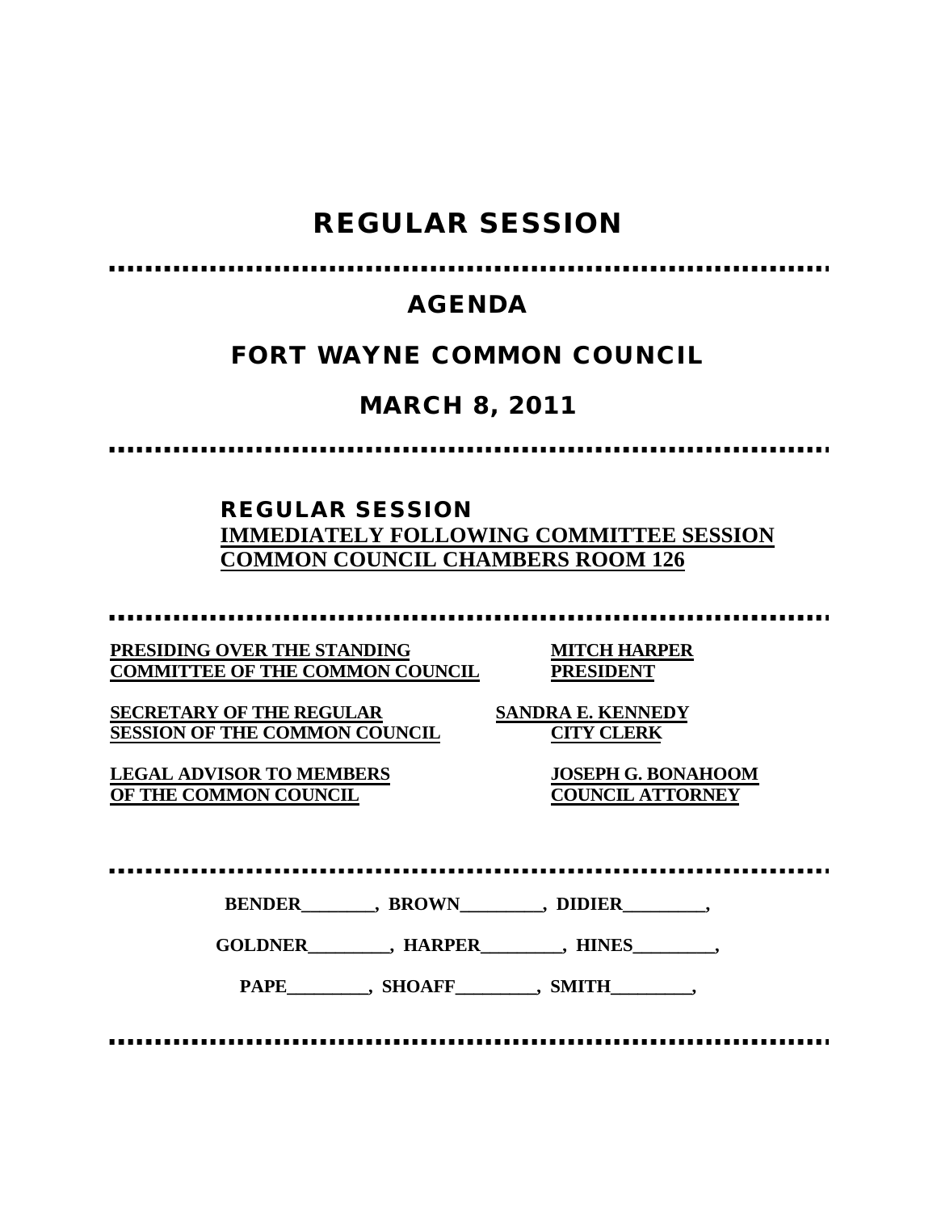# REGULAR SESSION

## AGENDA

## FORT WAYNE COMMON COUNCIL

## MARCH 8, 2011

### REGULAR SESSION

**IMMEDIATELY FOLLOWING COMMITTEE SESSION**
**COMMON COUNCIL CHAMBERS ROOM 126**

| | |
|---|---|
| **PRESIDING OVER THE STANDING COMMITTEE OF THE COMMON COUNCIL** | **MITCH HARPER PRESIDENT** |
| **SECRETARY OF THE REGULAR SESSION OF THE COMMON COUNCIL** | **SANDRA E. KENNEDY CITY CLERK** |
| **LEGAL ADVISOR TO MEMBERS OF THE COMMON COUNCIL** | **JOSEPH G. BONAHOOM COUNCIL ATTORNEY** |

**BENDER________, BROWN_________, DIDIER_________,**

**GOLDNER_________, HARPER_________, HINES_________,**

**PAPE_________, SHOAFF_________, SMITH_________,**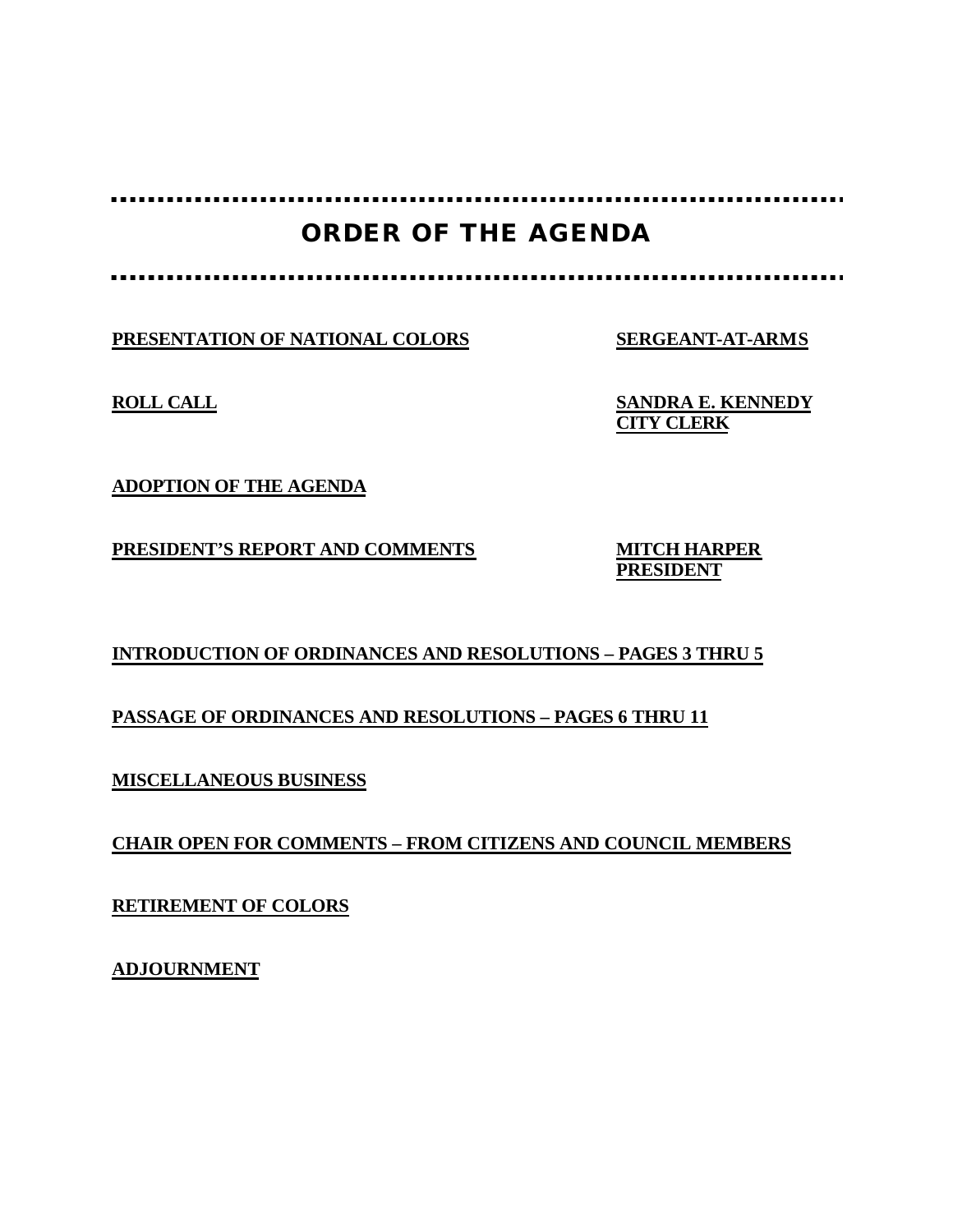# ORDER OF THE AGENDA

**PRESENTATION OF NATIONAL COLORS** — **SERGEANT-AT-ARMS**

**ROLL CALL** — **SANDRA E. KENNEDY, CITY CLERK**

**ADOPTION OF THE AGENDA**

**PRESIDENT'S REPORT AND COMMENTS** — **MITCH HARPER, PRESIDENT**

**INTRODUCTION OF ORDINANCES AND RESOLUTIONS – PAGES 3 THRU 5**

**PASSAGE OF ORDINANCES AND RESOLUTIONS – PAGES 6 THRU 11**

**MISCELLANEOUS BUSINESS**

**CHAIR OPEN FOR COMMENTS – FROM CITIZENS AND COUNCIL MEMBERS**

**RETIREMENT OF COLORS**

**ADJOURNMENT**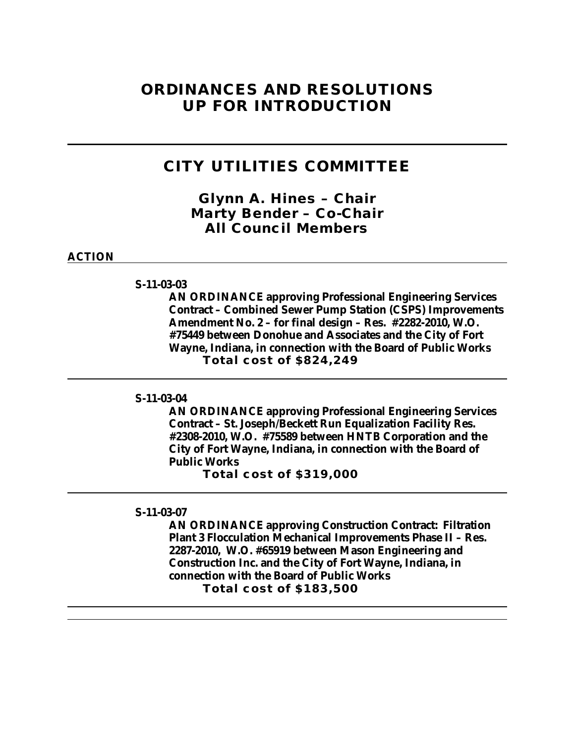# ORDINANCES AND RESOLUTIONS UP FOR INTRODUCTION

---

## CITY UTILITIES COMMITTEE

### Glynn A. Hines – Chair
### Marty Bender – Co-Chair
### All Council Members

**ACTION**

---

**S-11-03-03**

**AN ORDINANCE approving Professional Engineering Services Contract – Combined Sewer Pump Station (CSPS) Improvements Amendment No. 2 – for final design – Res. #2282-2010, W.O. #75449 between Donohue and Associates and the City of Fort Wayne, Indiana, in connection with the Board of Public Works**

**Total cost of $824,249**

---

**S-11-03-04**

**AN ORDINANCE approving Professional Engineering Services Contract – St. Joseph/Beckett Run Equalization Facility Res. #2308-2010, W.O. #75589 between HNTB Corporation and the City of Fort Wayne, Indiana, in connection with the Board of Public Works**

**Total cost of $319,000**

---

**S-11-03-07**

**AN ORDINANCE approving Construction Contract: Filtration Plant 3 Flocculation Mechanical Improvements Phase II – Res. 2287-2010, W.O. #65919 between Mason Engineering and Construction Inc. and the City of Fort Wayne, Indiana, in connection with the Board of Public Works**

**Total cost of $183,500**

---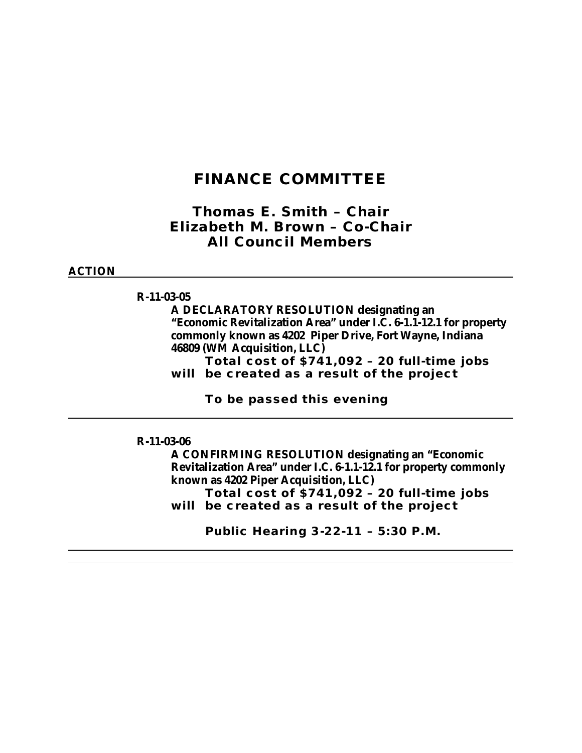# FINANCE COMMITTEE

## Thomas E. Smith – Chair
## Elizabeth M. Brown – Co-Chair
## All Council Members

**ACTION**

---

**R-11-03-05**

**A DECLARATORY RESOLUTION designating an "Economic Revitalization Area" under I.C. 6-1.1-12.1 for property commonly known as 4202 Piper Drive, Fort Wayne, Indiana 46809 (WM Acquisition, LLC)**

**Total cost of $741,092 – 20 full-time jobs will be created as a result of the project**

**To be passed this evening**

---

**R-11-03-06**

**A CONFIRMING RESOLUTION designating an "Economic Revitalization Area" under I.C. 6-1.1-12.1 for property commonly known as 4202 Piper Acquisition, LLC)**

**Total cost of $741,092 – 20 full-time jobs will be created as a result of the project**

**Public Hearing 3-22-11 – 5:30 P.M.**

---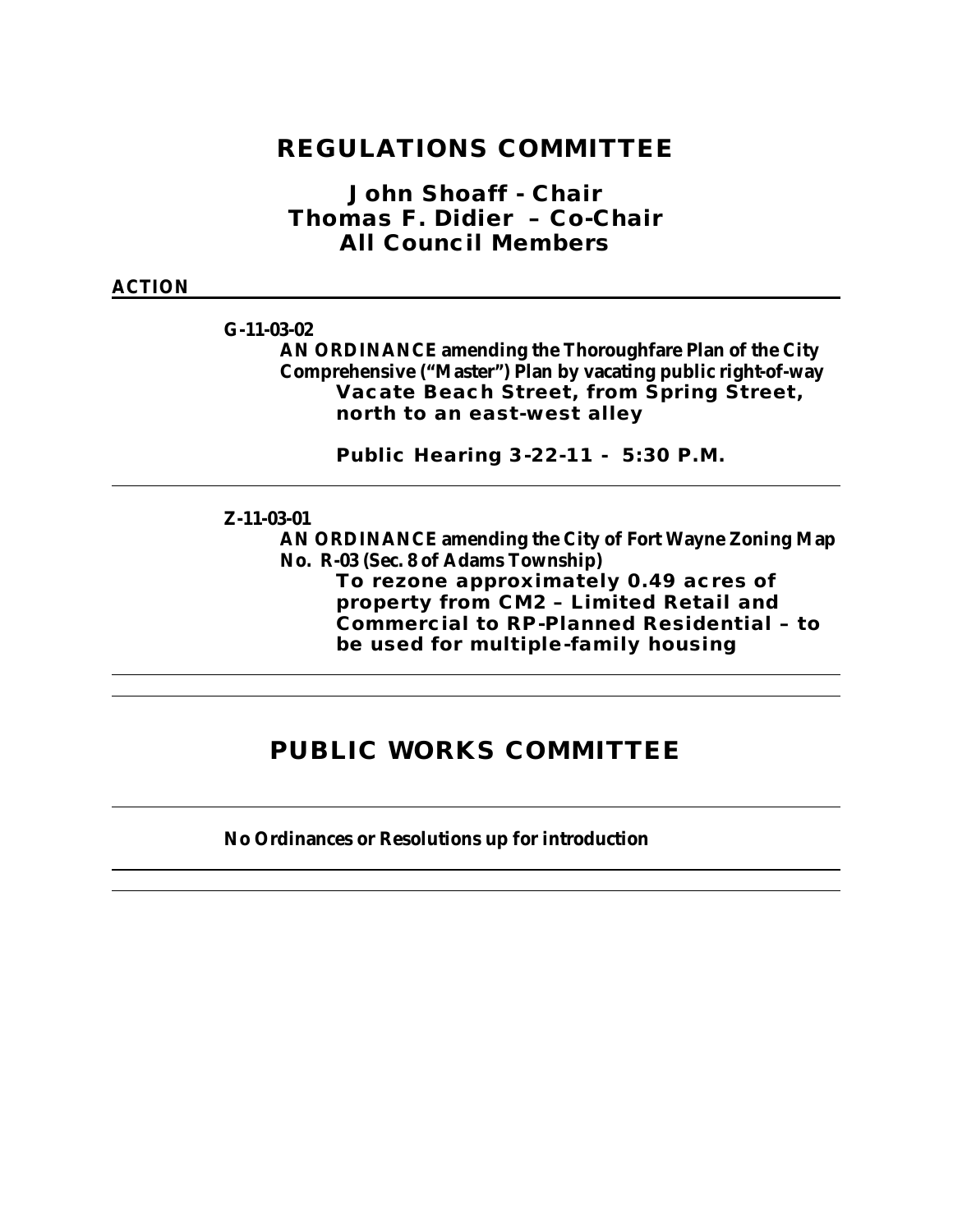# REGULATIONS COMMITTEE

## John Shoaff - Chair
## Thomas F. Didier – Co-Chair
## All Council Members

**ACTION**

---

**G-11-03-02**

**AN ORDINANCE amending the Thoroughfare Plan of the City Comprehensive ("Master") Plan by vacating public right-of-way**

**Vacate Beach Street, from Spring Street, north to an east-west alley**

**Public Hearing 3-22-11 - 5:30 P.M.**

---

**Z-11-03-01**

**AN ORDINANCE amending the City of Fort Wayne Zoning Map No. R-03 (Sec. 8 of Adams Township)**

**To rezone approximately 0.49 acres of property from CM2 – Limited Retail and Commercial to RP-Planned Residential – to be used for multiple-family housing**

---

# PUBLIC WORKS COMMITTEE

---

**No Ordinances or Resolutions up for introduction**

---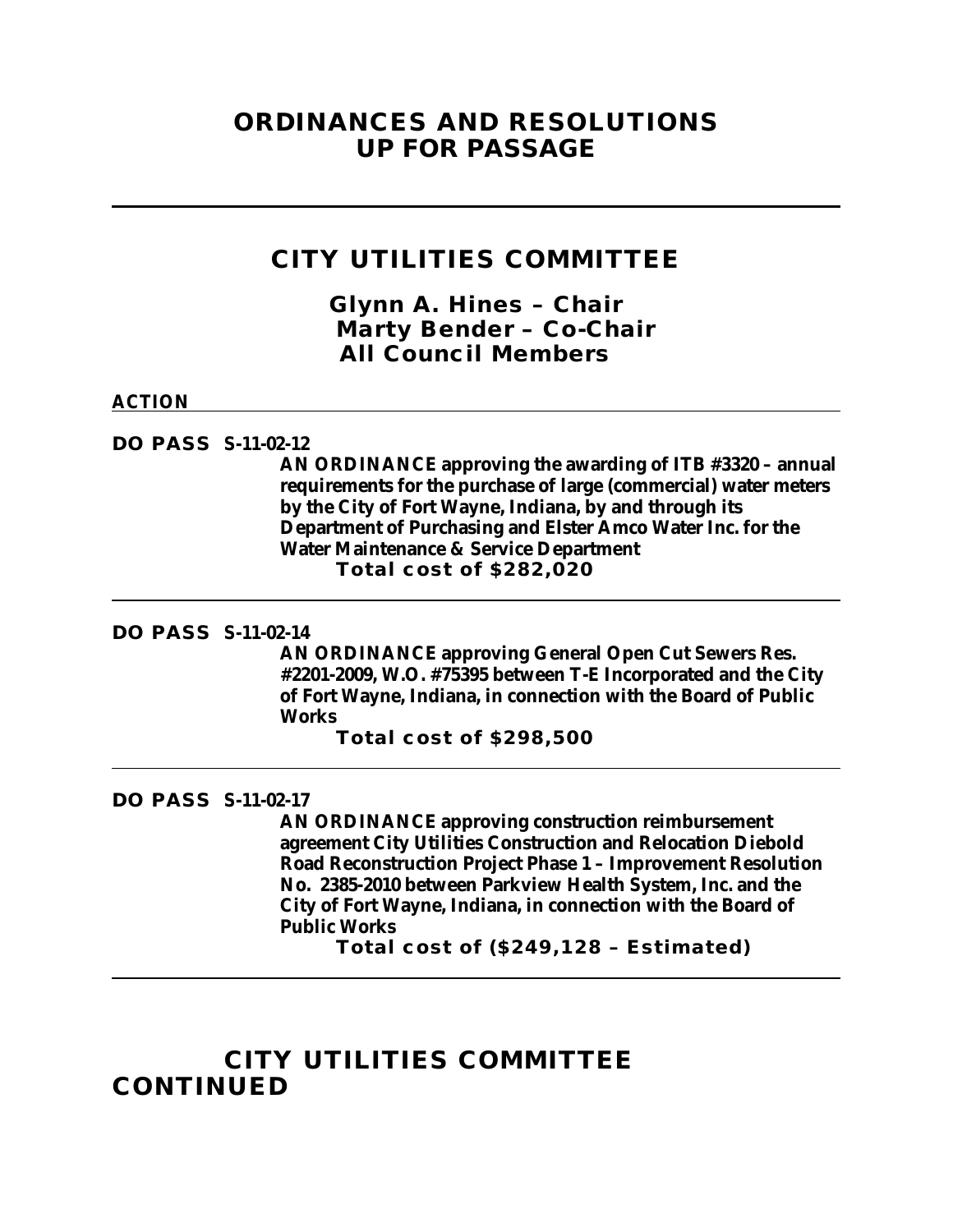# ORDINANCES AND RESOLUTIONS UP FOR PASSAGE

---

## CITY UTILITIES COMMITTEE

### Glynn A. Hines – Chair
### Marty Bender – Co-Chair
### All Council Members

**ACTION**

---

**DO PASS S-11-02-12**

**AN ORDINANCE approving the awarding of ITB #3320 – annual requirements for the purchase of large (commercial) water meters by the City of Fort Wayne, Indiana, by and through its Department of Purchasing and Elster Amco Water Inc. for the Water Maintenance & Service Department**

**Total cost of $282,020**

---

**DO PASS S-11-02-14**

**AN ORDINANCE approving General Open Cut Sewers Res. #2201-2009, W.O. #75395 between T-E Incorporated and the City of Fort Wayne, Indiana, in connection with the Board of Public Works**

**Total cost of $298,500**

---

**DO PASS S-11-02-17**

**AN ORDINANCE approving construction reimbursement agreement City Utilities Construction and Relocation Diebold Road Reconstruction Project Phase 1 – Improvement Resolution No. 2385-2010 between Parkview Health System, Inc. and the City of Fort Wayne, Indiana, in connection with the Board of Public Works**

**Total cost of ($249,128 – Estimated)**

---

## CITY UTILITIES COMMITTEE CONTINUED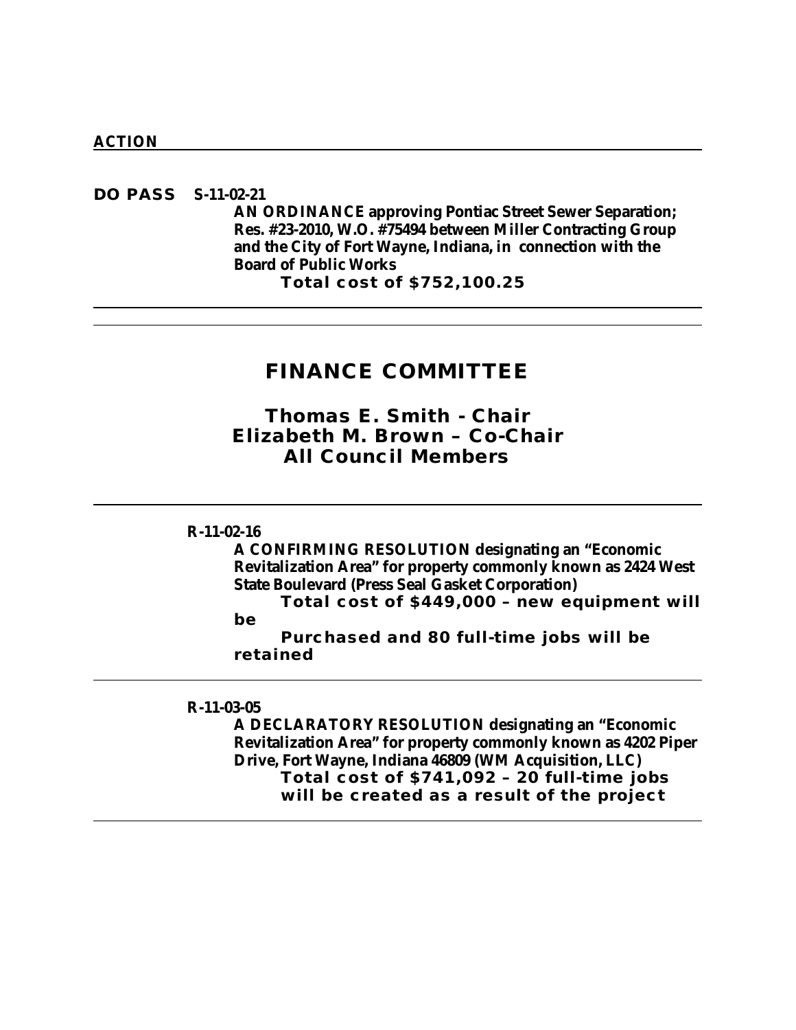**ACTION**

**DO PASS** **S-11-02-21**

**AN ORDINANCE approving Pontiac Street Sewer Separation; Res. #23-2010, W.O. #75494 between Miller Contracting Group and the City of Fort Wayne, Indiana, in connection with the Board of Public Works**

**Total cost of $752,100.25**

---

## FINANCE COMMITTEE

### Thomas E. Smith - Chair
### Elizabeth M. Brown – Co-Chair
### All Council Members

---

**R-11-02-16**

**A CONFIRMING RESOLUTION designating an "Economic Revitalization Area" for property commonly known as 2424 West State Boulevard (Press Seal Gasket Corporation)**

**Total cost of $449,000 – new equipment will be Purchased and 80 full-time jobs will be retained**

---

**R-11-03-05**

**A DECLARATORY RESOLUTION designating an "Economic Revitalization Area" for property commonly known as 4202 Piper Drive, Fort Wayne, Indiana 46809 (WM Acquisition, LLC)**

**Total cost of $741,092 – 20 full-time jobs will be created as a result of the project**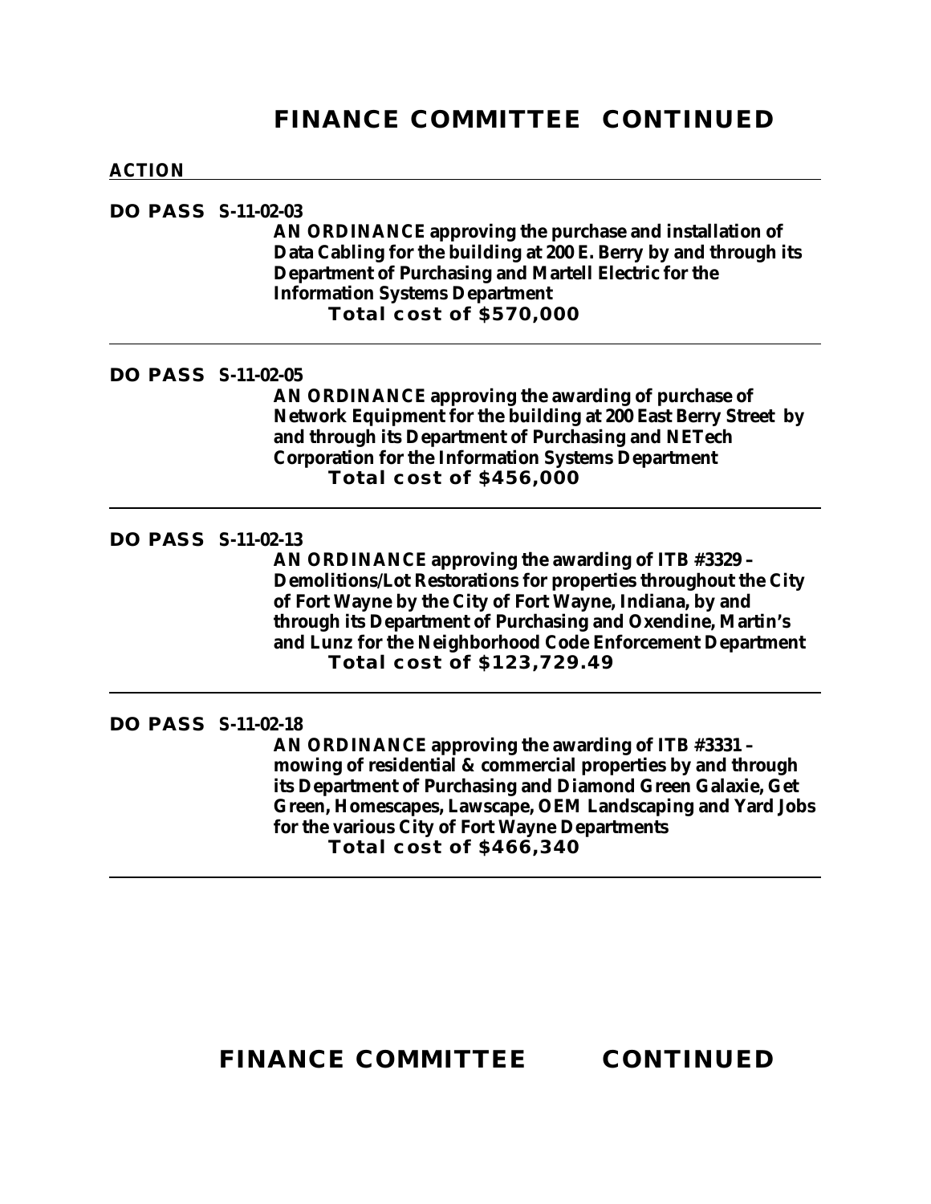# FINANCE COMMITTEE CONTINUED

**ACTION**

---

**DO PASS S-11-02-03**

**AN ORDINANCE approving the purchase and installation of Data Cabling for the building at 200 E. Berry by and through its Department of Purchasing and Martell Electric for the Information Systems Department**

**Total cost of $570,000**

---

**DO PASS S-11-02-05**

**AN ORDINANCE approving the awarding of purchase of Network Equipment for the building at 200 East Berry Street by and through its Department of Purchasing and NETech Corporation for the Information Systems Department**

**Total cost of $456,000**

---

**DO PASS S-11-02-13**

**AN ORDINANCE approving the awarding of ITB #3329 – Demolitions/Lot Restorations for properties throughout the City of Fort Wayne by the City of Fort Wayne, Indiana, by and through its Department of Purchasing and Oxendine, Martin's and Lunz for the Neighborhood Code Enforcement Department**

**Total cost of $123,729.49**

---

**DO PASS S-11-02-18**

**AN ORDINANCE approving the awarding of ITB #3331 – mowing of residential & commercial properties by and through its Department of Purchasing and Diamond Green Galaxie, Get Green, Homescapes, Lawscape, OEM Landscaping and Yard Jobs for the various City of Fort Wayne Departments**

**Total cost of $466,340**

---

# FINANCE COMMITTEE CONTINUED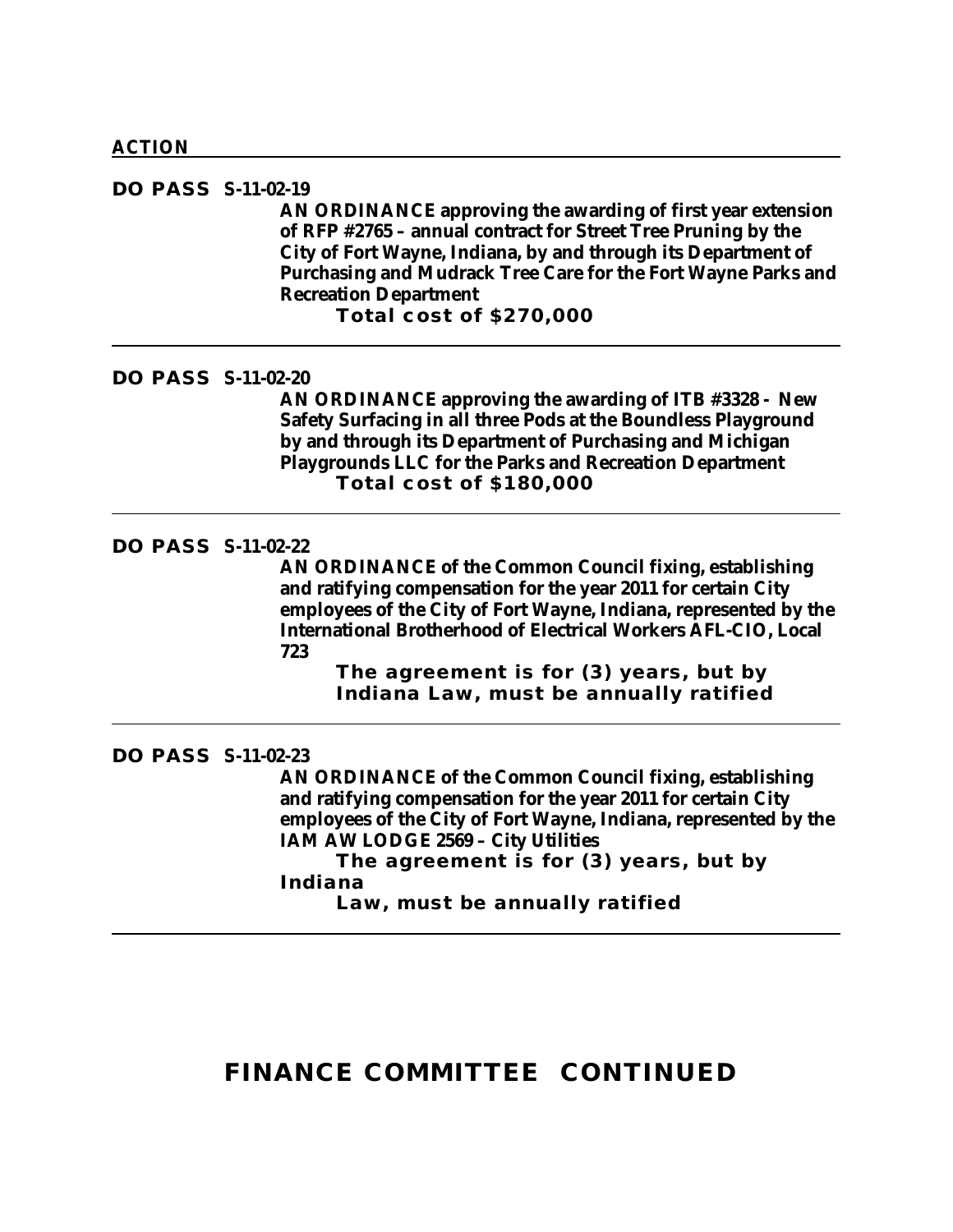**ACTION**

---

**DO PASS S-11-02-19**

**AN ORDINANCE approving the awarding of first year extension of RFP #2765 – annual contract for Street Tree Pruning by the City of Fort Wayne, Indiana, by and through its Department of Purchasing and Mudrack Tree Care for the Fort Wayne Parks and Recreation Department**

**Total cost of $270,000**

---

**DO PASS S-11-02-20**

**AN ORDINANCE approving the awarding of ITB #3328 - New Safety Surfacing in all three Pods at the Boundless Playground by and through its Department of Purchasing and Michigan Playgrounds LLC for the Parks and Recreation Department**

**Total cost of $180,000**

---

**DO PASS S-11-02-22**

**AN ORDINANCE of the Common Council fixing, establishing and ratifying compensation for the year 2011 for certain City employees of the City of Fort Wayne, Indiana, represented by the International Brotherhood of Electrical Workers AFL-CIO, Local 723**

**The agreement is for (3) years, but by Indiana Law, must be annually ratified**

---

**DO PASS S-11-02-23**

**AN ORDINANCE of the Common Council fixing, establishing and ratifying compensation for the year 2011 for certain City employees of the City of Fort Wayne, Indiana, represented by the IAM AW LODGE 2569 – City Utilities**

**The agreement is for (3) years, but by Indiana**

**Law, must be annually ratified**

---

## FINANCE COMMITTEE CONTINUED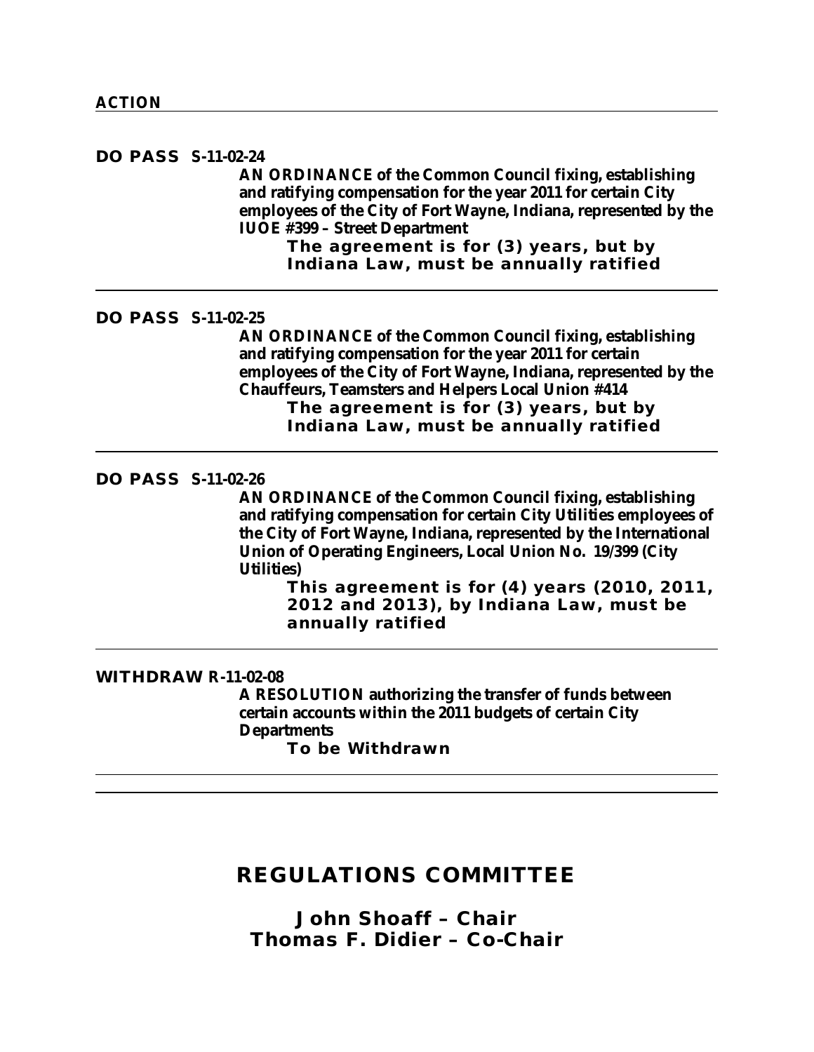**ACTION**

---

**DO PASS S-11-02-24**

**AN ORDINANCE of the Common Council fixing, establishing and ratifying compensation for the year 2011 for certain City employees of the City of Fort Wayne, Indiana, represented by the IUOE #399 – Street Department**

**The agreement is for (3) years, but by Indiana Law, must be annually ratified**

---

**DO PASS S-11-02-25**

**AN ORDINANCE of the Common Council fixing, establishing and ratifying compensation for the year 2011 for certain employees of the City of Fort Wayne, Indiana, represented by the Chauffeurs, Teamsters and Helpers Local Union #414**

**The agreement is for (3) years, but by Indiana Law, must be annually ratified**

---

**DO PASS S-11-02-26**

**AN ORDINANCE of the Common Council fixing, establishing and ratifying compensation for certain City Utilities employees of the City of Fort Wayne, Indiana, represented by the International Union of Operating Engineers, Local Union No. 19/399 (City Utilities)**

**This agreement is for (4) years (2010, 2011, 2012 and 2013), by Indiana Law, must be annually ratified**

---

**WITHDRAW R-11-02-08**

**A RESOLUTION authorizing the transfer of funds between certain accounts within the 2011 budgets of certain City Departments**

**To be Withdrawn**

---

## REGULATIONS COMMITTEE

**John Shoaff – Chair**
**Thomas F. Didier – Co-Chair**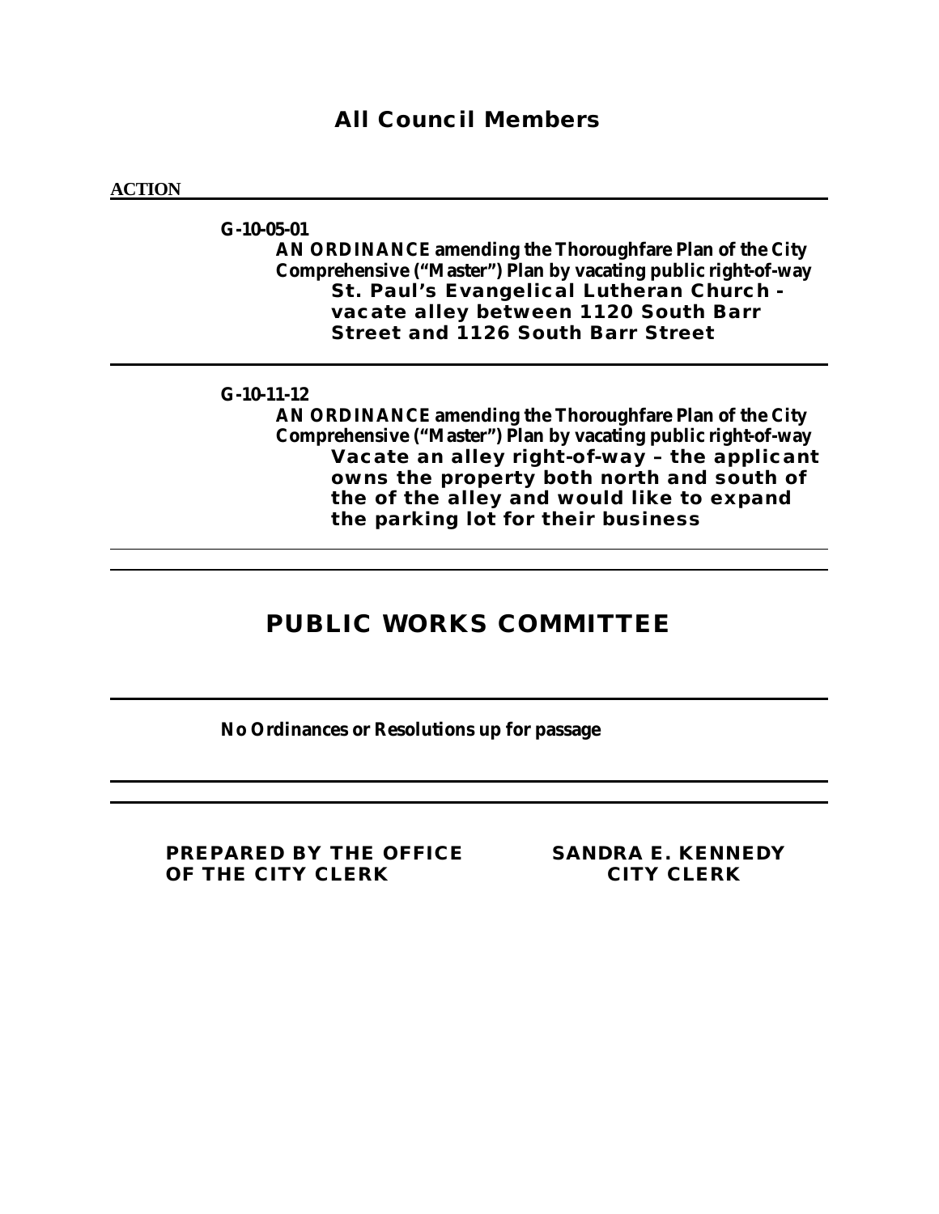## All Council Members

**ACTION**

---

**G-10-05-01**

**AN ORDINANCE amending the Thoroughfare Plan of the City Comprehensive ("Master") Plan by vacating public right-of-way**

**St. Paul's Evangelical Lutheran Church - vacate alley between 1120 South Barr Street and 1126 South Barr Street**

---

**G-10-11-12**

**AN ORDINANCE amending the Thoroughfare Plan of the City Comprehensive ("Master") Plan by vacating public right-of-way**

**Vacate an alley right-of-way – the applicant owns the property both north and south of the of the alley and would like to expand the parking lot for their business**

---

## PUBLIC WORKS COMMITTEE

---

**No Ordinances or Resolutions up for passage**

---

**PREPARED BY THE OFFICE OF THE CITY CLERK**

**SANDRA E. KENNEDY**
**CITY CLERK**